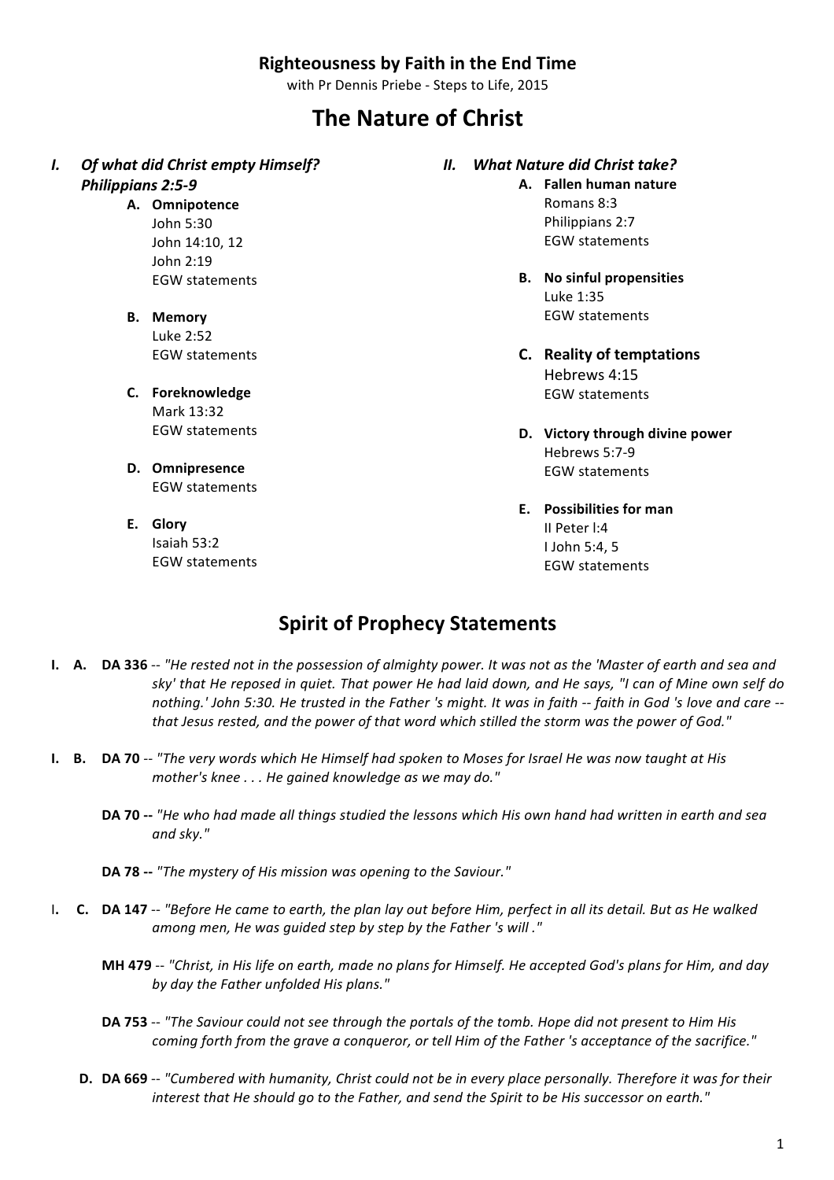**Righteousness by Faith in the End Time**
with Pr Dennis Priebe - Steps to Life, 2015

# The Nature of Christ

### *I. Of what did Christ empty Himself? Philippians 2:5-9*

- **A. Omnipotence**
  John 5:30
  John 14:10, 12
  John 2:19
  EGW statements

- **B. Memory**
  Luke 2:52
  EGW statements

- **C. Foreknowledge**
  Mark 13:32
  EGW statements

- **D. Omnipresence**
  EGW statements

- **E. Glory**
  Isaiah 53:2
  EGW statements

### *II. What Nature did Christ take?*

- **A. Fallen human nature**
  Romans 8:3
  Philippians 2:7
  EGW statements

- **B. No sinful propensities**
  Luke 1:35
  EGW statements

- **C. Reality of temptations**
  Hebrews 4:15
  EGW statements

- **D. Victory through divine power**
  Hebrews 5:7-9
  EGW statements

- **E. Possibilities for man**
  II Peter l:4
  I John 5:4, 5
  EGW statements

## Spirit of Prophecy Statements

**I. A. DA 336** -- *"He rested not in the possession of almighty power. It was not as the 'Master of earth and sea and sky' that He reposed in quiet. That power He had laid down, and He says, "I can of Mine own self do nothing.' John 5:30. He trusted in the Father 's might. It was in faith -- faith in God 's love and care -- that Jesus rested, and the power of that word which stilled the storm was the power of God."*

**I. B. DA 70** -- *"The very words which He Himself had spoken to Moses for Israel He was now taught at His mother's knee . . . He gained knowledge as we may do."*

**DA 70 --** *"He who had made all things studied the lessons which His own hand had written in earth and sea and sky."*

**DA 78 --** *"The mystery of His mission was opening to the Saviour."*

I**. C. DA 147** -- *"Before He came to earth, the plan lay out before Him, perfect in all its detail. But as He walked among men, He was guided step by step by the Father 's will ."*

**MH 479** -- *"Christ, in His life on earth, made no plans for Himself. He accepted God's plans for Him, and day by day the Father unfolded His plans."*

**DA 753** -- *"The Saviour could not see through the portals of the tomb. Hope did not present to Him His coming forth from the grave a conqueror, or tell Him of the Father 's acceptance of the sacrifice."*

**D. DA 669** -- *"Cumbered with humanity, Christ could not be in every place personally. Therefore it was for their interest that He should go to the Father, and send the Spirit to be His successor on earth."*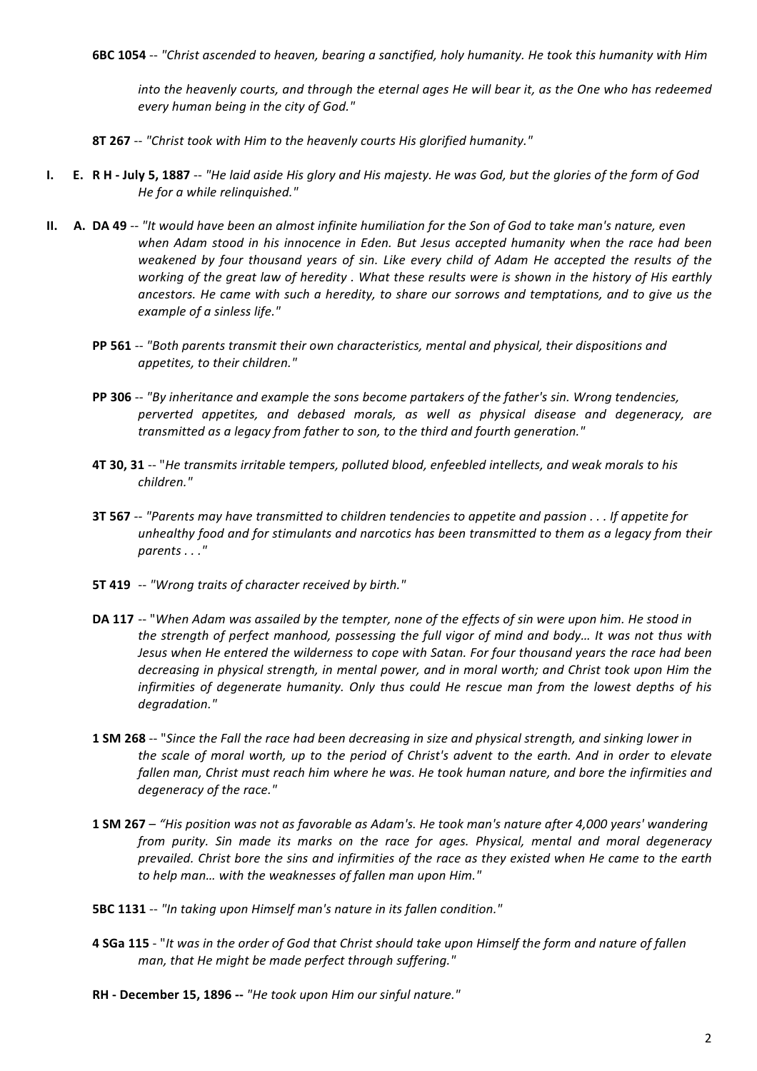**6BC 1054** -- *"Christ ascended to heaven, bearing a sanctified, holy humanity. He took this humanity with Him into the heavenly courts, and through the eternal ages He will bear it, as the One who has redeemed every human being in the city of God."*

**8T 267** -- *"Christ took with Him to the heavenly courts His glorified humanity."*

**I. E. R H - July 5, 1887** -- *"He laid aside His glory and His majesty. He was God, but the glories of the form of God He for a while relinquished."*

**II. A. DA 49** -- *"It would have been an almost infinite humiliation for the Son of God to take man's nature, even when Adam stood in his innocence in Eden. But Jesus accepted humanity when the race had been weakened by four thousand years of sin. Like every child of Adam He accepted the results of the working of the great law of heredity . What these results were is shown in the history of His earthly ancestors. He came with such a heredity, to share our sorrows and temptations, and to give us the example of a sinless life."*

**PP 561** -- *"Both parents transmit their own characteristics, mental and physical, their dispositions and appetites, to their children."*

**PP 306** -- *"By inheritance and example the sons become partakers of the father's sin. Wrong tendencies, perverted appetites, and debased morals, as well as physical disease and degeneracy, are transmitted as a legacy from father to son, to the third and fourth generation."*

**4T 30, 31** -- "*He transmits irritable tempers, polluted blood, enfeebled intellects, and weak morals to his children."*

**3T 567** -- *"Parents may have transmitted to children tendencies to appetite and passion . . . If appetite for unhealthy food and for stimulants and narcotics has been transmitted to them as a legacy from their parents . . ."*

**5T 419** -- *"Wrong traits of character received by birth."*

**DA 117** -- "*When Adam was assailed by the tempter, none of the effects of sin were upon him. He stood in the strength of perfect manhood, possessing the full vigor of mind and body… It was not thus with Jesus when He entered the wilderness to cope with Satan. For four thousand years the race had been decreasing in physical strength, in mental power, and in moral worth; and Christ took upon Him the infirmities of degenerate humanity. Only thus could He rescue man from the lowest depths of his degradation."*

**1 SM 268** -- "*Since the Fall the race had been decreasing in size and physical strength, and sinking lower in the scale of moral worth, up to the period of Christ's advent to the earth. And in order to elevate fallen man, Christ must reach him where he was. He took human nature, and bore the infirmities and degeneracy of the race."*

**1 SM 267** – *"His position was not as favorable as Adam's. He took man's nature after 4,000 years' wandering from purity. Sin made its marks on the race for ages. Physical, mental and moral degeneracy prevailed. Christ bore the sins and infirmities of the race as they existed when He came to the earth to help man… with the weaknesses of fallen man upon Him."*

**5BC 1131** -- *"In taking upon Himself man's nature in its fallen condition."*

**4 SGa 115** - "*It was in the order of God that Christ should take upon Himself the form and nature of fallen man, that He might be made perfect through suffering."*

**RH - December 15, 1896 --** *"He took upon Him our sinful nature."*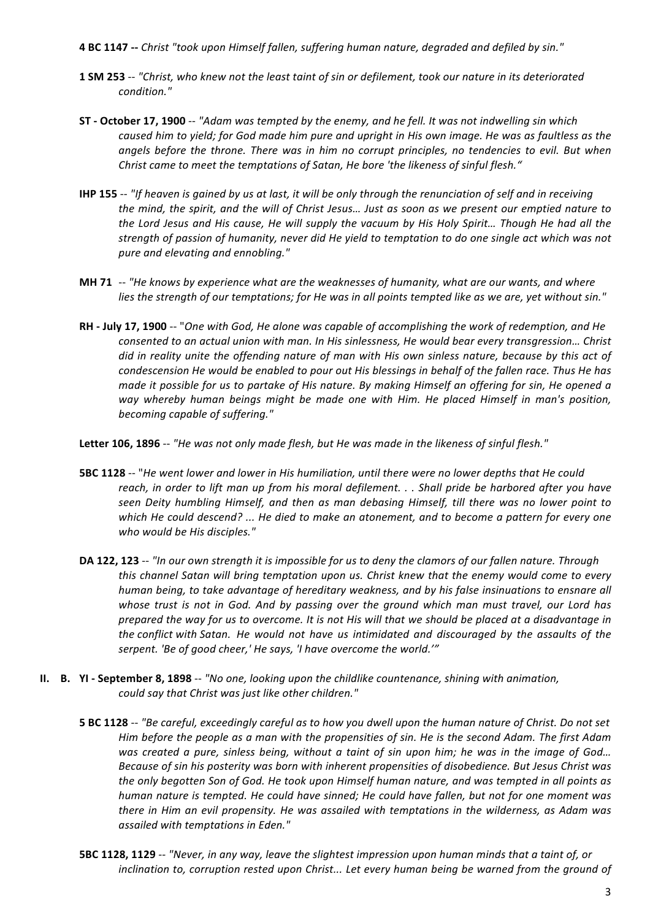**4 BC 1147 --** *Christ "took upon Himself fallen, suffering human nature, degraded and defiled by sin."*

**1 SM 253** -- *"Christ, who knew not the least taint of sin or defilement, took our nature in its deteriorated condition."*

**ST - October 17, 1900** -- *"Adam was tempted by the enemy, and he fell. It was not indwelling sin which caused him to yield; for God made him pure and upright in His own image. He was as faultless as the angels before the throne. There was in him no corrupt principles, no tendencies to evil. But when Christ came to meet the temptations of Satan, He bore 'the likeness of sinful flesh."*

**IHP 155** -- *"If heaven is gained by us at last, it will be only through the renunciation of self and in receiving the mind, the spirit, and the will of Christ Jesus… Just as soon as we present our emptied nature to the Lord Jesus and His cause, He will supply the vacuum by His Holy Spirit… Though He had all the strength of passion of humanity, never did He yield to temptation to do one single act which was not pure and elevating and ennobling."*

**MH 71** -- *"He knows by experience what are the weaknesses of humanity, what are our wants, and where lies the strength of our temptations; for He was in all points tempted like as we are, yet without sin."*

**RH - July 17, 1900** -- "*One with God, He alone was capable of accomplishing the work of redemption, and He consented to an actual union with man. In His sinlessness, He would bear every transgression… Christ did in reality unite the offending nature of man with His own sinless nature, because by this act of condescension He would be enabled to pour out His blessings in behalf of the fallen race. Thus He has made it possible for us to partake of His nature. By making Himself an offering for sin, He opened a way whereby human beings might be made one with Him. He placed Himself in man's position, becoming capable of suffering."*

**Letter 106, 1896** -- *"He was not only made flesh, but He was made in the likeness of sinful flesh."*

**5BC 1128** -- "*He went lower and lower in His humiliation, until there were no lower depths that He could reach, in order to lift man up from his moral defilement. . . Shall pride be harbored after you have seen Deity humbling Himself, and then as man debasing Himself, till there was no lower point to which He could descend? ... He died to make an atonement, and to become a pattern for every one who would be His disciples."*

**DA 122, 123** -- *"In our own strength it is impossible for us to deny the clamors of our fallen nature. Through this channel Satan will bring temptation upon us. Christ knew that the enemy would come to every human being, to take advantage of hereditary weakness, and by his false insinuations to ensnare all whose trust is not in God. And by passing over the ground which man must travel, our Lord has prepared the way for us to overcome. It is not His will that we should be placed at a disadvantage in the conflict with Satan. He would not have us intimidated and discouraged by the assaults of the serpent. 'Be of good cheer,' He says, 'I have overcome the world.'"*

**II. B. YI - September 8, 1898** -- *"No one, looking upon the childlike countenance, shining with animation, could say that Christ was just like other children."*

**5 BC 1128** -- *"Be careful, exceedingly careful as to how you dwell upon the human nature of Christ. Do not set Him before the people as a man with the propensities of sin. He is the second Adam. The first Adam was created a pure, sinless being, without a taint of sin upon him; he was in the image of God… Because of sin his posterity was born with inherent propensities of disobedience. But Jesus Christ was the only begotten Son of God. He took upon Himself human nature, and was tempted in all points as human nature is tempted. He could have sinned; He could have fallen, but not for one moment was there in Him an evil propensity. He was assailed with temptations in the wilderness, as Adam was assailed with temptations in Eden."*

**5BC 1128, 1129** -- *"Never, in any way, leave the slightest impression upon human minds that a taint of, or inclination to, corruption rested upon Christ... Let every human being be warned from the ground of*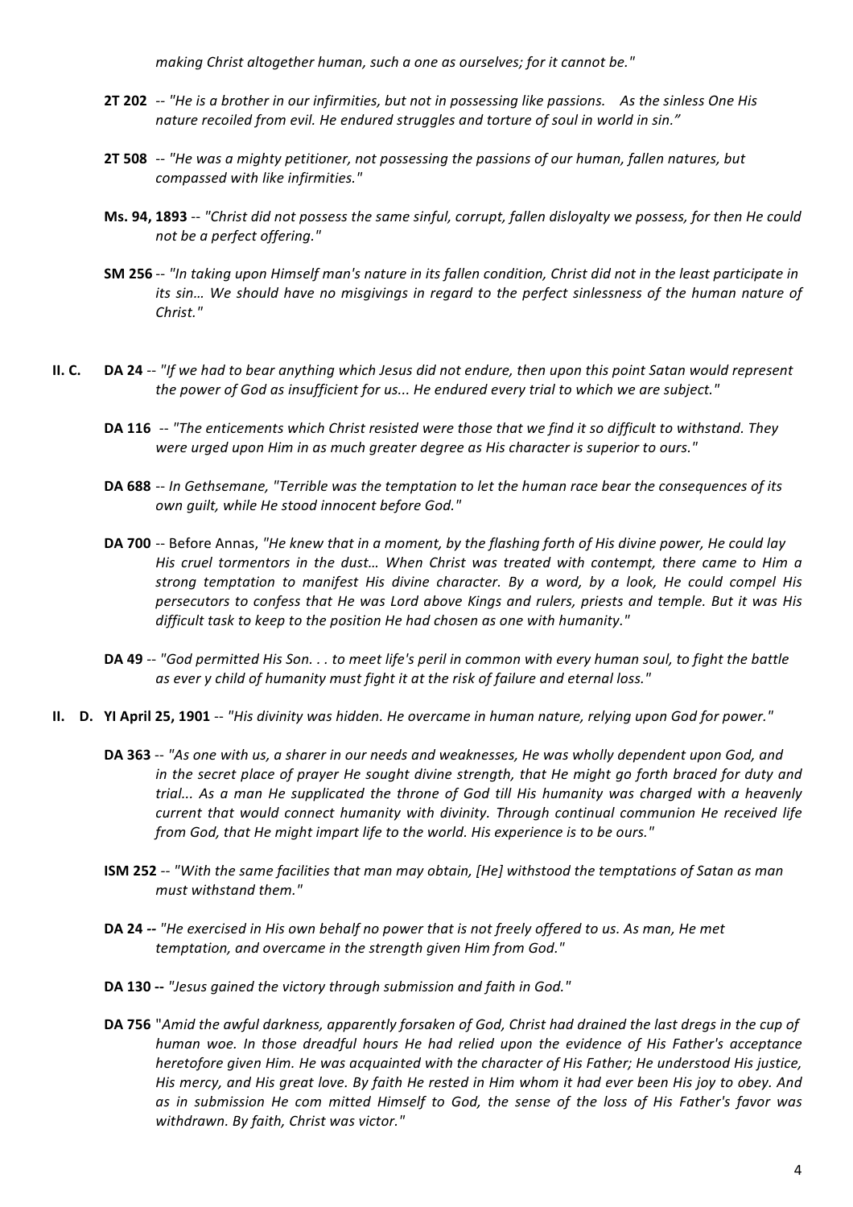*making Christ altogether human, such a one as ourselves; for it cannot be."*

**2T 202** -- *"He is a brother in our infirmities, but not in possessing like passions. As the sinless One His nature recoiled from evil. He endured struggles and torture of soul in world in sin."*

**2T 508** -- *"He was a mighty petitioner, not possessing the passions of our human, fallen natures, but compassed with like infirmities."*

**Ms. 94, 1893** -- *"Christ did not possess the same sinful, corrupt, fallen disloyalty we possess, for then He could not be a perfect offering."*

**SM 256** -- *"In taking upon Himself man's nature in its fallen condition, Christ did not in the least participate in its sin… We should have no misgivings in regard to the perfect sinlessness of the human nature of Christ."*

**II. C.** **DA 24** -- *"If we had to bear anything which Jesus did not endure, then upon this point Satan would represent the power of God as insufficient for us... He endured every trial to which we are subject."*

**DA 116** -- *"The enticements which Christ resisted were those that we find it so difficult to withstand. They were urged upon Him in as much greater degree as His character is superior to ours."*

**DA 688** -- *In Gethsemane, "Terrible was the temptation to let the human race bear the consequences of its own guilt, while He stood innocent before God."*

**DA 700** -- Before Annas, *"He knew that in a moment, by the flashing forth of His divine power, He could lay His cruel tormentors in the dust… When Christ was treated with contempt, there came to Him a strong temptation to manifest His divine character. By a word, by a look, He could compel His persecutors to confess that He was Lord above Kings and rulers, priests and temple. But it was His difficult task to keep to the position He had chosen as one with humanity."*

**DA 49** -- *"God permitted His Son. . . to meet life's peril in common with every human soul, to fight the battle as ever y child of humanity must fight it at the risk of failure and eternal loss."*

**II. D.** **YI April 25, 1901** -- *"His divinity was hidden. He overcame in human nature, relying upon God for power."*

**DA 363** -- *"As one with us, a sharer in our needs and weaknesses, He was wholly dependent upon God, and in the secret place of prayer He sought divine strength, that He might go forth braced for duty and trial... As a man He supplicated the throne of God till His humanity was charged with a heavenly current that would connect humanity with divinity. Through continual communion He received life from God, that He might impart life to the world. His experience is to be ours."*

**ISM 252** -- *"With the same facilities that man may obtain, [He] withstood the temptations of Satan as man must withstand them."*

**DA 24 --** *"He exercised in His own behalf no power that is not freely offered to us. As man, He met temptation, and overcame in the strength given Him from God."*

**DA 130 --** *"Jesus gained the victory through submission and faith in God."*

**DA 756** "*Amid the awful darkness, apparently forsaken of God, Christ had drained the last dregs in the cup of human woe. In those dreadful hours He had relied upon the evidence of His Father's acceptance heretofore given Him. He was acquainted with the character of His Father; He understood His justice, His mercy, and His great love. By faith He rested in Him whom it had ever been His joy to obey. And as in submission He com mitted Himself to God, the sense of the loss of His Father's favor was withdrawn. By faith, Christ was victor."*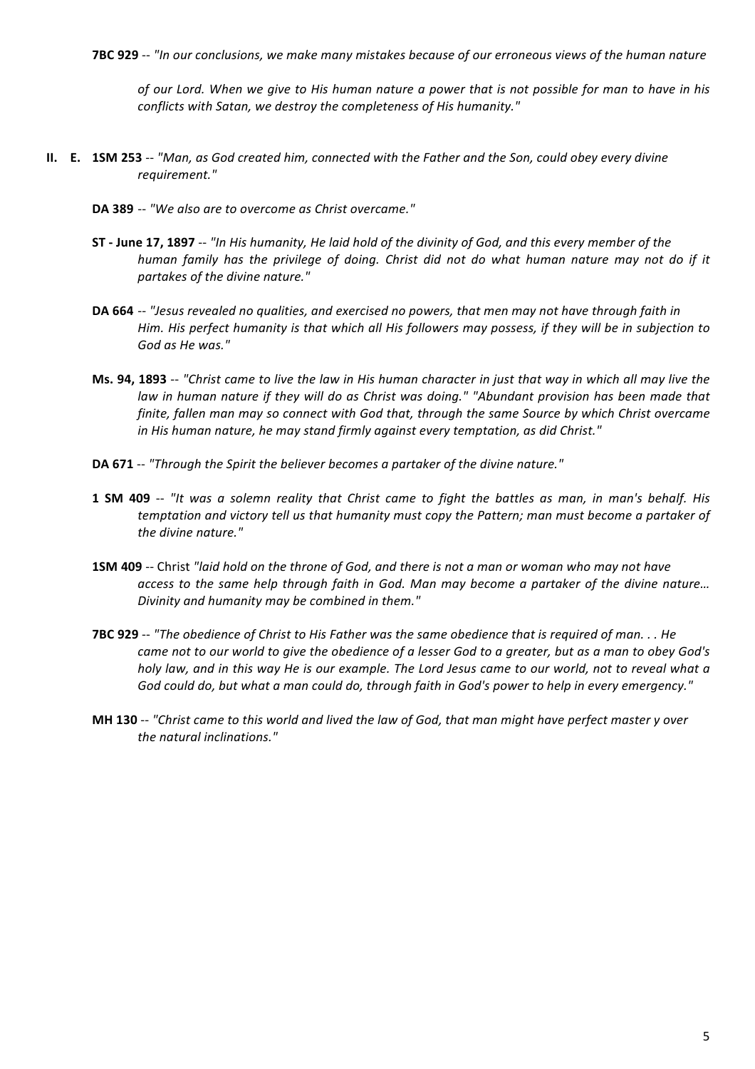**7BC 929** -- *"In our conclusions, we make many mistakes because of our erroneous views of the human nature of our Lord. When we give to His human nature a power that is not possible for man to have in his conflicts with Satan, we destroy the completeness of His humanity."*

**II. E. 1SM 253** -- *"Man, as God created him, connected with the Father and the Son, could obey every divine requirement."*

**DA 389** -- *"We also are to overcome as Christ overcame."*

**ST - June 17, 1897** -- *"In His humanity, He laid hold of the divinity of God, and this every member of the human family has the privilege of doing. Christ did not do what human nature may not do if it partakes of the divine nature."*

**DA 664** -- *"Jesus revealed no qualities, and exercised no powers, that men may not have through faith in Him. His perfect humanity is that which all His followers may possess, if they will be in subjection to God as He was."*

**Ms. 94, 1893** -- *"Christ came to live the law in His human character in just that way in which all may live the law in human nature if they will do as Christ was doing." "Abundant provision has been made that finite, fallen man may so connect with God that, through the same Source by which Christ overcame in His human nature, he may stand firmly against every temptation, as did Christ."*

**DA 671** -- *"Through the Spirit the believer becomes a partaker of the divine nature."*

**1 SM 409** -- *"It was a solemn reality that Christ came to fight the battles as man, in man's behalf. His temptation and victory tell us that humanity must copy the Pattern; man must become a partaker of the divine nature."*

**1SM 409** -- Christ *"laid hold on the throne of God, and there is not a man or woman who may not have access to the same help through faith in God. Man may become a partaker of the divine nature… Divinity and humanity may be combined in them."*

**7BC 929** -- *"The obedience of Christ to His Father was the same obedience that is required of man. . . He came not to our world to give the obedience of a lesser God to a greater, but as a man to obey God's holy law, and in this way He is our example. The Lord Jesus came to our world, not to reveal what a God could do, but what a man could do, through faith in God's power to help in every emergency."*

**MH 130** -- *"Christ came to this world and lived the law of God, that man might have perfect master y over the natural inclinations."*